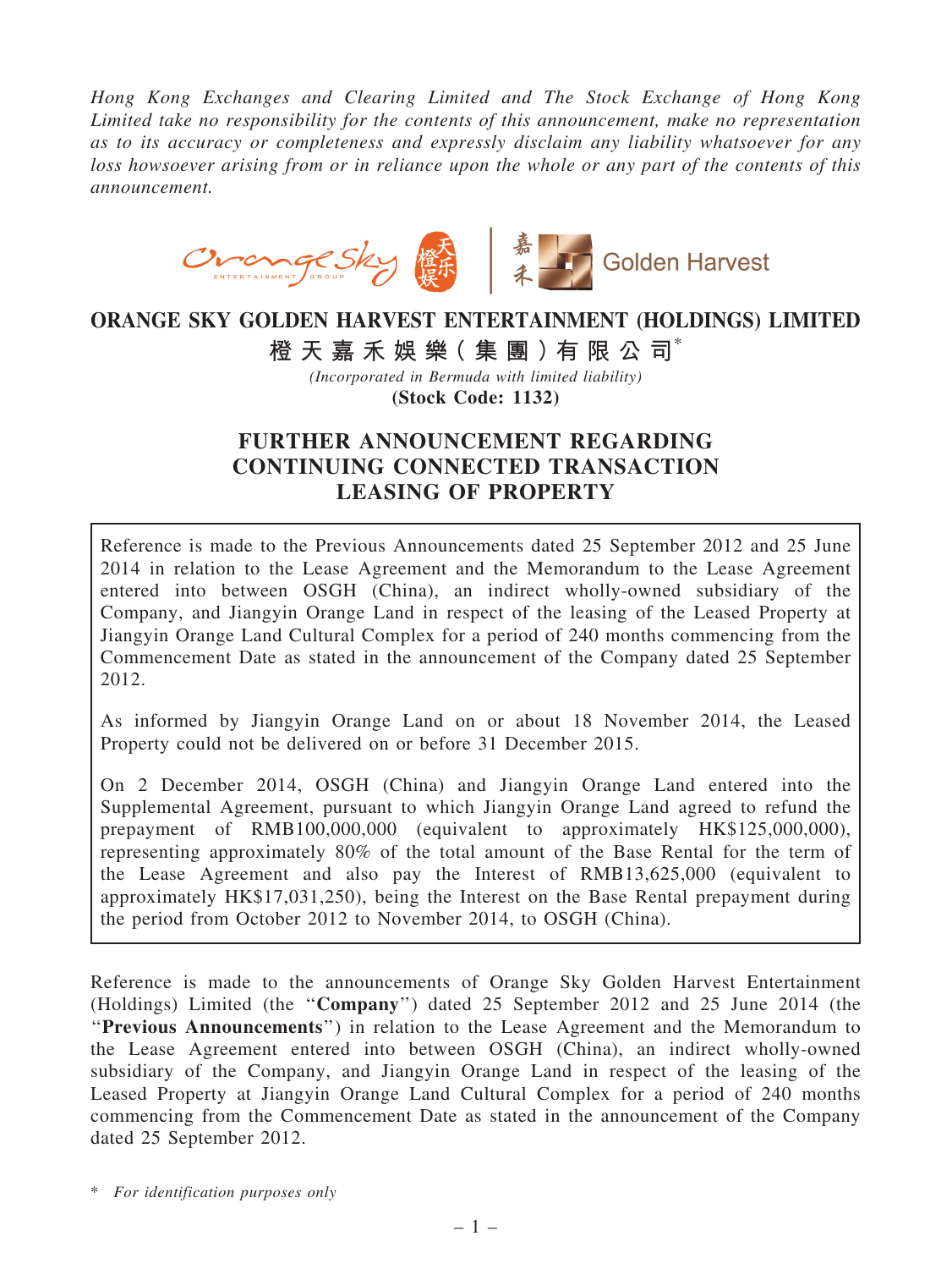*Hong Kong Exchanges and Clearing Limited and The Stock Exchange of Hong Kong Limited take no responsibility for the contents of this announcement, make no representation as to its accuracy or completeness and expressly disclaim any liability whatsoever for any loss howsoever arising from or in reliance upon the whole or any part of the contents of this announcement.*

# ORANGE SKY GOLDEN HARVEST ENTERTAINMENT (HOLDINGS) LIMITED

# 橙天嘉禾娛樂（集團）有限公司*

*(Incorporated in Bermuda with limited liability)*

**(Stock Code: 1132)**

## FURTHER ANNOUNCEMENT REGARDING CONTINUING CONNECTED TRANSACTION LEASING OF PROPERTY

Reference is made to the Previous Announcements dated 25 September 2012 and 25 June 2014 in relation to the Lease Agreement and the Memorandum to the Lease Agreement entered into between OSGH (China), an indirect wholly-owned subsidiary of the Company, and Jiangyin Orange Land in respect of the leasing of the Leased Property at Jiangyin Orange Land Cultural Complex for a period of 240 months commencing from the Commencement Date as stated in the announcement of the Company dated 25 September 2012.

As informed by Jiangyin Orange Land on or about 18 November 2014, the Leased Property could not be delivered on or before 31 December 2015.

On 2 December 2014, OSGH (China) and Jiangyin Orange Land entered into the Supplemental Agreement, pursuant to which Jiangyin Orange Land agreed to refund the prepayment of RMB100,000,000 (equivalent to approximately HK$125,000,000), representing approximately 80% of the total amount of the Base Rental for the term of the Lease Agreement and also pay the Interest of RMB13,625,000 (equivalent to approximately HK$17,031,250), being the Interest on the Base Rental prepayment during the period from October 2012 to November 2014, to OSGH (China).

Reference is made to the announcements of Orange Sky Golden Harvest Entertainment (Holdings) Limited (the "**Company**") dated 25 September 2012 and 25 June 2014 (the "**Previous Announcements**") in relation to the Lease Agreement and the Memorandum to the Lease Agreement entered into between OSGH (China), an indirect wholly-owned subsidiary of the Company, and Jiangyin Orange Land in respect of the leasing of the Leased Property at Jiangyin Orange Land Cultural Complex for a period of 240 months commencing from the Commencement Date as stated in the announcement of the Company dated 25 September 2012.

\* *For identification purposes only*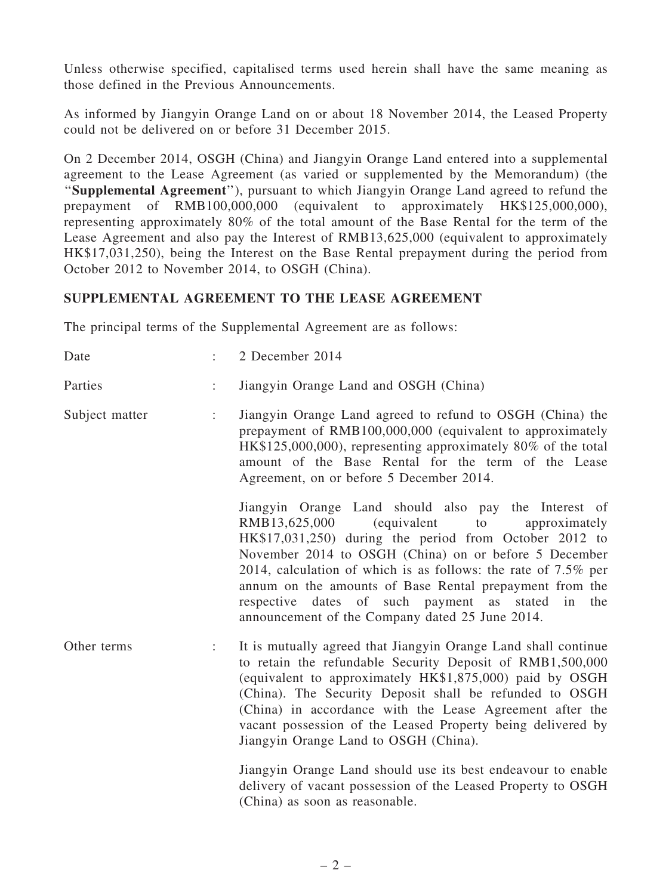Unless otherwise specified, capitalised terms used herein shall have the same meaning as those defined in the Previous Announcements.

As informed by Jiangyin Orange Land on or about 18 November 2014, the Leased Property could not be delivered on or before 31 December 2015.

On 2 December 2014, OSGH (China) and Jiangyin Orange Land entered into a supplemental agreement to the Lease Agreement (as varied or supplemented by the Memorandum) (the "**Supplemental Agreement**"), pursuant to which Jiangyin Orange Land agreed to refund the prepayment of RMB100,000,000 (equivalent to approximately HK$125,000,000), representing approximately 80% of the total amount of the Base Rental for the term of the Lease Agreement and also pay the Interest of RMB13,625,000 (equivalent to approximately HK$17,031,250), being the Interest on the Base Rental prepayment during the period from October 2012 to November 2014, to OSGH (China).

## SUPPLEMENTAL AGREEMENT TO THE LEASE AGREEMENT

The principal terms of the Supplemental Agreement are as follows:

| | | |
|---|---|---|
| Date | : | 2 December 2014 |
| Parties | : | Jiangyin Orange Land and OSGH (China) |
| Subject matter | : | Jiangyin Orange Land agreed to refund to OSGH (China) the prepayment of RMB100,000,000 (equivalent to approximately HK$125,000,000), representing approximately 80% of the total amount of the Base Rental for the term of the Lease Agreement, on or before 5 December 2014.<br><br>Jiangyin Orange Land should also pay the Interest of RMB13,625,000 (equivalent to approximately HK$17,031,250) during the period from October 2012 to November 2014 to OSGH (China) on or before 5 December 2014, calculation of which is as follows: the rate of 7.5% per annum on the amounts of Base Rental prepayment from the respective dates of such payment as stated in the announcement of the Company dated 25 June 2014. |
| Other terms | : | It is mutually agreed that Jiangyin Orange Land shall continue to retain the refundable Security Deposit of RMB1,500,000 (equivalent to approximately HK$1,875,000) paid by OSGH (China). The Security Deposit shall be refunded to OSGH (China) in accordance with the Lease Agreement after the vacant possession of the Leased Property being delivered by Jiangyin Orange Land to OSGH (China).<br><br>Jiangyin Orange Land should use its best endeavour to enable delivery of vacant possession of the Leased Property to OSGH (China) as soon as reasonable. |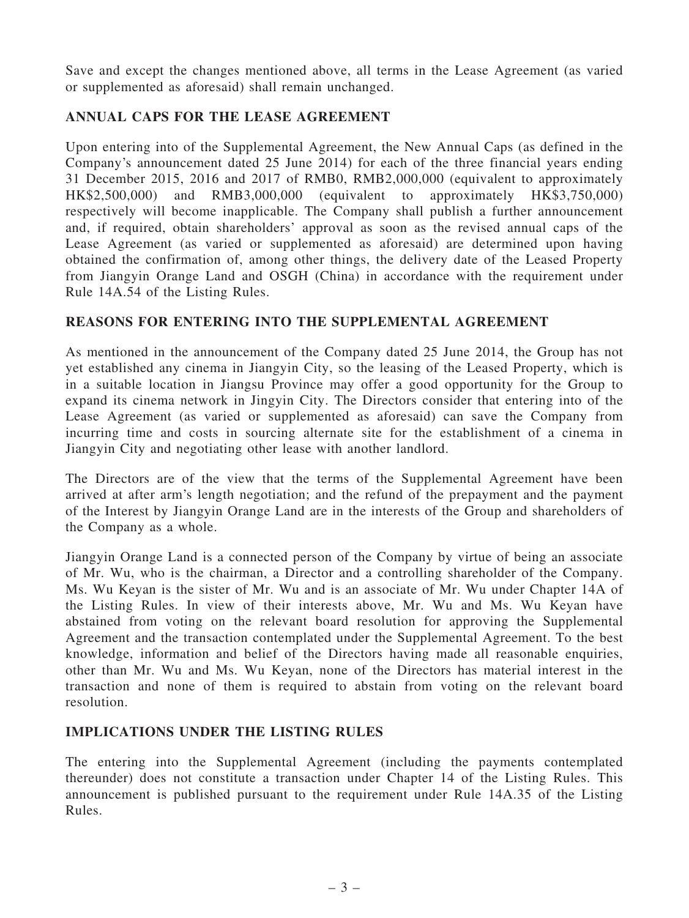Save and except the changes mentioned above, all terms in the Lease Agreement (as varied or supplemented as aforesaid) shall remain unchanged.

## ANNUAL CAPS FOR THE LEASE AGREEMENT

Upon entering into of the Supplemental Agreement, the New Annual Caps (as defined in the Company's announcement dated 25 June 2014) for each of the three financial years ending 31 December 2015, 2016 and 2017 of RMB0, RMB2,000,000 (equivalent to approximately HK$2,500,000) and RMB3,000,000 (equivalent to approximately HK$3,750,000) respectively will become inapplicable. The Company shall publish a further announcement and, if required, obtain shareholders' approval as soon as the revised annual caps of the Lease Agreement (as varied or supplemented as aforesaid) are determined upon having obtained the confirmation of, among other things, the delivery date of the Leased Property from Jiangyin Orange Land and OSGH (China) in accordance with the requirement under Rule 14A.54 of the Listing Rules.

## REASONS FOR ENTERING INTO THE SUPPLEMENTAL AGREEMENT

As mentioned in the announcement of the Company dated 25 June 2014, the Group has not yet established any cinema in Jiangyin City, so the leasing of the Leased Property, which is in a suitable location in Jiangsu Province may offer a good opportunity for the Group to expand its cinema network in Jingyin City. The Directors consider that entering into of the Lease Agreement (as varied or supplemented as aforesaid) can save the Company from incurring time and costs in sourcing alternate site for the establishment of a cinema in Jiangyin City and negotiating other lease with another landlord.

The Directors are of the view that the terms of the Supplemental Agreement have been arrived at after arm's length negotiation; and the refund of the prepayment and the payment of the Interest by Jiangyin Orange Land are in the interests of the Group and shareholders of the Company as a whole.

Jiangyin Orange Land is a connected person of the Company by virtue of being an associate of Mr. Wu, who is the chairman, a Director and a controlling shareholder of the Company. Ms. Wu Keyan is the sister of Mr. Wu and is an associate of Mr. Wu under Chapter 14A of the Listing Rules. In view of their interests above, Mr. Wu and Ms. Wu Keyan have abstained from voting on the relevant board resolution for approving the Supplemental Agreement and the transaction contemplated under the Supplemental Agreement. To the best knowledge, information and belief of the Directors having made all reasonable enquiries, other than Mr. Wu and Ms. Wu Keyan, none of the Directors has material interest in the transaction and none of them is required to abstain from voting on the relevant board resolution.

## IMPLICATIONS UNDER THE LISTING RULES

The entering into the Supplemental Agreement (including the payments contemplated thereunder) does not constitute a transaction under Chapter 14 of the Listing Rules. This announcement is published pursuant to the requirement under Rule 14A.35 of the Listing Rules.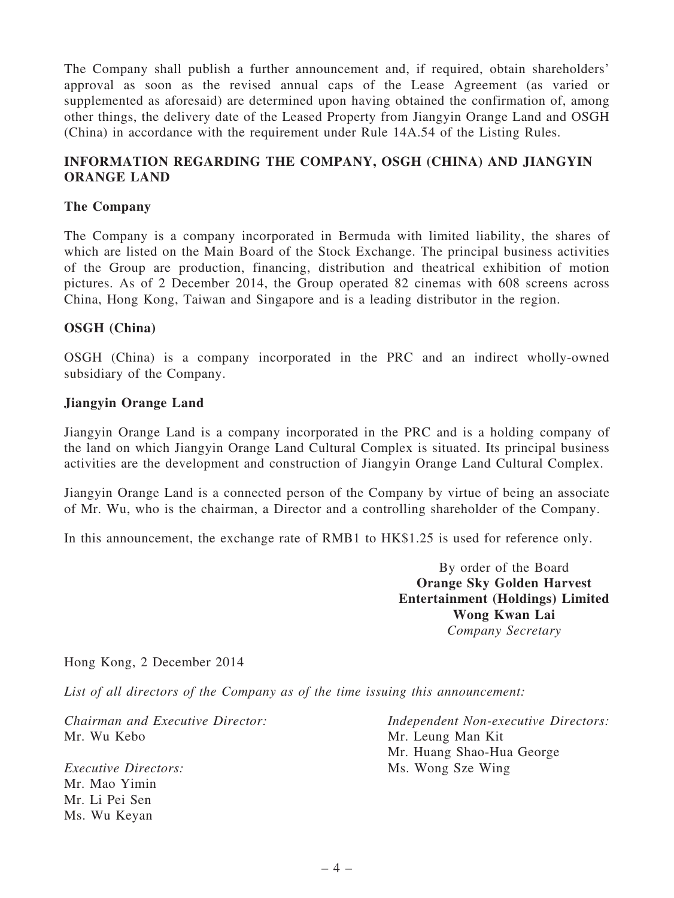The Company shall publish a further announcement and, if required, obtain shareholders' approval as soon as the revised annual caps of the Lease Agreement (as varied or supplemented as aforesaid) are determined upon having obtained the confirmation of, among other things, the delivery date of the Leased Property from Jiangyin Orange Land and OSGH (China) in accordance with the requirement under Rule 14A.54 of the Listing Rules.

## INFORMATION REGARDING THE COMPANY, OSGH (CHINA) AND JIANGYIN ORANGE LAND

### The Company

The Company is a company incorporated in Bermuda with limited liability, the shares of which are listed on the Main Board of the Stock Exchange. The principal business activities of the Group are production, financing, distribution and theatrical exhibition of motion pictures. As of 2 December 2014, the Group operated 82 cinemas with 608 screens across China, Hong Kong, Taiwan and Singapore and is a leading distributor in the region.

### OSGH (China)

OSGH (China) is a company incorporated in the PRC and an indirect wholly-owned subsidiary of the Company.

### Jiangyin Orange Land

Jiangyin Orange Land is a company incorporated in the PRC and is a holding company of the land on which Jiangyin Orange Land Cultural Complex is situated. Its principal business activities are the development and construction of Jiangyin Orange Land Cultural Complex.

Jiangyin Orange Land is a connected person of the Company by virtue of being an associate of Mr. Wu, who is the chairman, a Director and a controlling shareholder of the Company.

In this announcement, the exchange rate of RMB1 to HK$1.25 is used for reference only.

By order of the Board
**Orange Sky Golden Harvest Entertainment (Holdings) Limited**
**Wong Kwan Lai**
*Company Secretary*

Hong Kong, 2 December 2014

*List of all directors of the Company as of the time issuing this announcement:*

*Chairman and Executive Director:*
Mr. Wu Kebo

*Executive Directors:*
Mr. Mao Yimin
Mr. Li Pei Sen
Ms. Wu Keyan

*Independent Non-executive Directors:*
Mr. Leung Man Kit
Mr. Huang Shao-Hua George
Ms. Wong Sze Wing